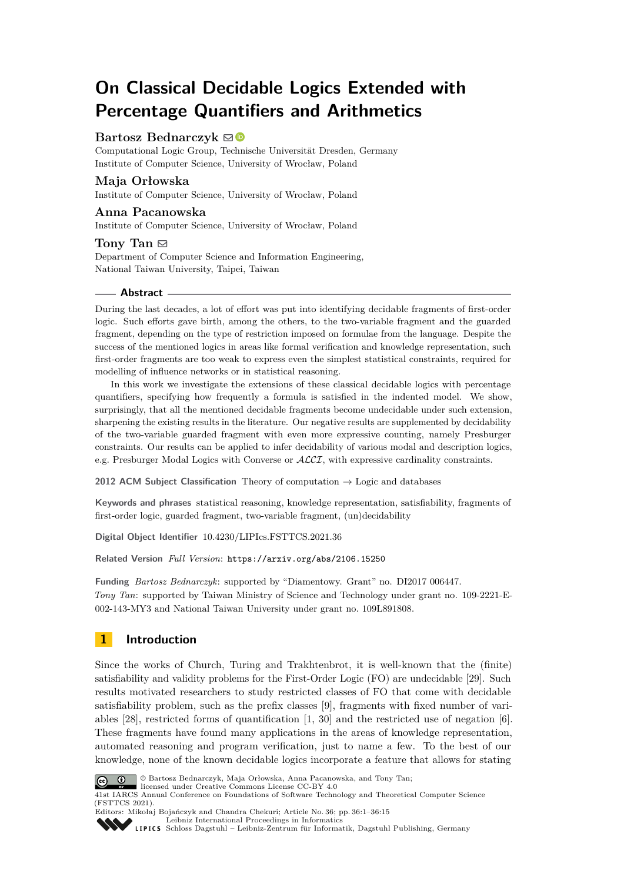# On Classical Decidable Logics Extended with Percentage Quantifiers and Arithmetics

**Bartosz Bednarczyk**

Computational Logic Group, Technische Universität Dresden, Germany
Institute of Computer Science, University of Wrocław, Poland

**Maja Orłowska**

Institute of Computer Science, University of Wrocław, Poland

**Anna Pacanowska**

Institute of Computer Science, University of Wrocław, Poland

**Tony Tan**

Department of Computer Science and Information Engineering,
National Taiwan University, Taipei, Taiwan

## Abstract

During the last decades, a lot of effort was put into identifying decidable fragments of first-order logic. Such efforts gave birth, among the others, to the two-variable fragment and the guarded fragment, depending on the type of restriction imposed on formulae from the language. Despite the success of the mentioned logics in areas like formal verification and knowledge representation, such first-order fragments are too weak to express even the simplest statistical constraints, required for modelling of influence networks or in statistical reasoning.

In this work we investigate the extensions of these classical decidable logics with percentage quantifiers, specifying how frequently a formula is satisfied in the indented model. We show, surprisingly, that all the mentioned decidable fragments become undecidable under such extension, sharpening the existing results in the literature. Our negative results are supplemented by decidability of the two-variable guarded fragment with even more expressive counting, namely Presburger constraints. Our results can be applied to infer decidability of various modal and description logics, e.g. Presburger Modal Logics with Converse or $\mathcal{ALCI}$, with expressive cardinality constraints.

**2012 ACM Subject Classification** Theory of computation → Logic and databases

**Keywords and phrases** statistical reasoning, knowledge representation, satisfiability, fragments of first-order logic, guarded fragment, two-variable fragment, (un)decidability

**Digital Object Identifier** 10.4230/LIPIcs.FSTTCS.2021.36

**Related Version** *Full Version*: https://arxiv.org/abs/2106.15250

**Funding** *Bartosz Bednarczyk*: supported by "Diamentowy. Grant" no. DI2017 006447.
*Tony Tan*: supported by Taiwan Ministry of Science and Technology under grant no. 109-2221-E-002-143-MY3 and National Taiwan University under grant no. 109L891808.

## 1 Introduction

Since the works of Church, Turing and Trakhtenbrot, it is well-known that the (finite) satisfiability and validity problems for the First-Order Logic (FO) are undecidable [29]. Such results motivated researchers to study restricted classes of FO that come with decidable satisfiability problem, such as the prefix classes [9], fragments with fixed number of variables [28], restricted forms of quantification [1, 30] and the restricted use of negation [6]. These fragments have found many applications in the areas of knowledge representation, automated reasoning and program verification, just to name a few. To the best of our knowledge, none of the known decidable logics incorporate a feature that allows for stating

© Bartosz Bednarczyk, Maja Orłowska, Anna Pacanowska, and Tony Tan;
licensed under Creative Commons License CC-BY 4.0
41st IARCS Annual Conference on Foundations of Software Technology and Theoretical Computer Science (FSTTCS 2021).
Editors: Mikołaj Bojańczyk and Chandra Chekuri; Article No. 36; pp. 36:1–36:15
Leibniz International Proceedings in Informatics
Schloss Dagstuhl – Leibniz-Zentrum für Informatik, Dagstuhl Publishing, Germany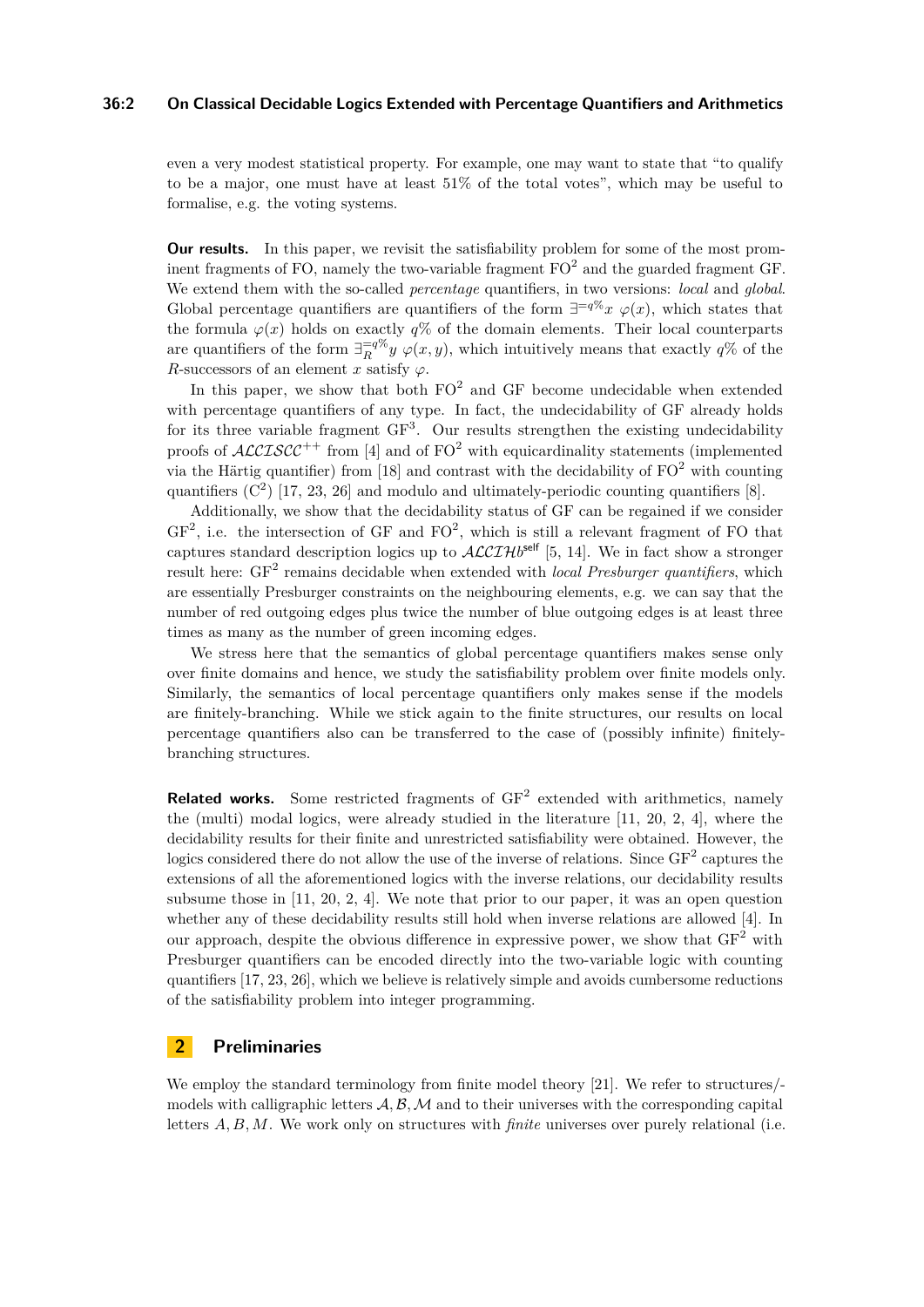even a very modest statistical property. For example, one may want to state that "to qualify to be a major, one must have at least 51% of the total votes", which may be useful to formalise, e.g. the voting systems.

**Our results.** In this paper, we revisit the satisfiability problem for some of the most prominent fragments of FO, namely the two-variable fragment $\mathrm{FO}^2$ and the guarded fragment GF. We extend them with the so-called *percentage* quantifiers, in two versions: *local* and *global*. Global percentage quantifiers are quantifiers of the form $\exists^{=q\%}x\ \varphi(x)$, which states that the formula $\varphi(x)$ holds on exactly $q$% of the domain elements. Their local counterparts are quantifiers of the form $\exists_R^{=q\%}y\ \varphi(x,y)$, which intuitively means that exactly $q$% of the $R$-successors of an element $x$ satisfy $\varphi$.

In this paper, we show that both $\mathrm{FO}^2$ and GF become undecidable when extended with percentage quantifiers of any type. In fact, the undecidability of GF already holds for its three variable fragment $\mathrm{GF}^3$. Our results strengthen the existing undecidability proofs of $\mathcal{ALCISCC}^{++}$ from [4] and of $\mathrm{FO}^2$ with equicardinality statements (implemented via the Härtig quantifier) from [18] and contrast with the decidability of $\mathrm{FO}^2$ with counting quantifiers ($\mathrm{C}^2$) [17, 23, 26] and modulo and ultimately-periodic counting quantifiers [8].

Additionally, we show that the decidability status of GF can be regained if we consider $\mathrm{GF}^2$, i.e. the intersection of GF and $\mathrm{FO}^2$, which is still a relevant fragment of FO that captures standard description logics up to $\mathcal{ALCIHb}^{\mathsf{self}}$ [5, 14]. We in fact show a stronger result here: $\mathrm{GF}^2$ remains decidable when extended with *local Presburger quantifiers*, which are essentially Presburger constraints on the neighbouring elements, e.g. we can say that the number of red outgoing edges plus twice the number of blue outgoing edges is at least three times as many as the number of green incoming edges.

We stress here that the semantics of global percentage quantifiers makes sense only over finite domains and hence, we study the satisfiability problem over finite models only. Similarly, the semantics of local percentage quantifiers only makes sense if the models are finitely-branching. While we stick again to the finite structures, our results on local percentage quantifiers also can be transferred to the case of (possibly infinite) finitely-branching structures.

**Related works.** Some restricted fragments of $\mathrm{GF}^2$ extended with arithmetics, namely the (multi) modal logics, were already studied in the literature [11, 20, 2, 4], where the decidability results for their finite and unrestricted satisfiability were obtained. However, the logics considered there do not allow the use of the inverse of relations. Since $\mathrm{GF}^2$ captures the extensions of all the aforementioned logics with the inverse relations, our decidability results subsume those in [11, 20, 2, 4]. We note that prior to our paper, it was an open question whether any of these decidability results still hold when inverse relations are allowed [4]. In our approach, despite the obvious difference in expressive power, we show that $\mathrm{GF}^2$ with Presburger quantifiers can be encoded directly into the two-variable logic with counting quantifiers [17, 23, 26], which we believe is relatively simple and avoids cumbersome reductions of the satisfiability problem into integer programming.

## 2 Preliminaries

We employ the standard terminology from finite model theory [21]. We refer to structures/-models with calligraphic letters $\mathcal{A}, \mathcal{B}, \mathcal{M}$ and to their universes with the corresponding capital letters $A, B, M$. We work only on structures with *finite* universes over purely relational (i.e.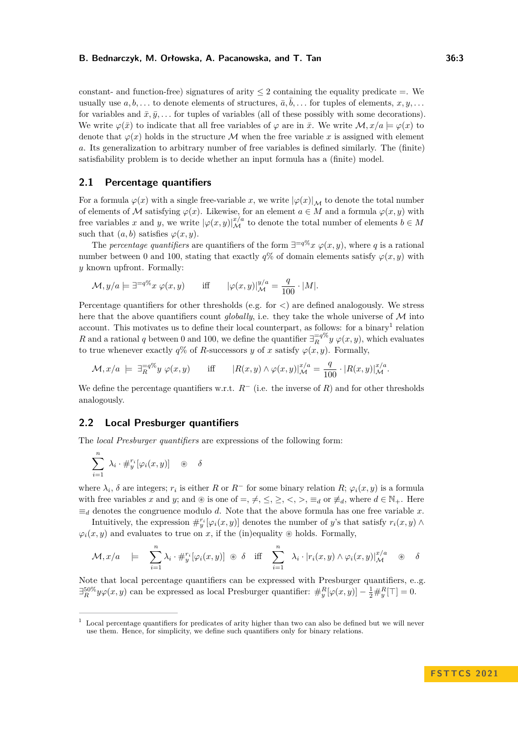constant- and function-free) signatures of arity $\leq 2$ containing the equality predicate $=$. We usually use $a, b, \ldots$ to denote elements of structures, $\bar{a}, \bar{b}, \ldots$ for tuples of elements, $x, y, \ldots$ for variables and $\bar{x}, \bar{y}, \ldots$ for tuples of variables (all of these possibly with some decorations). We write $\varphi(\bar{x})$ to indicate that all free variables of $\varphi$ are in $\bar{x}$. We write $\mathcal{M}, x/a \models \varphi(x)$ to denote that $\varphi(x)$ holds in the structure $\mathcal{M}$ when the free variable $x$ is assigned with element $a$. Its generalization to arbitrary number of free variables is defined similarly. The (finite) satisfiability problem is to decide whether an input formula has a (finite) model.

## 2.1 Percentage quantifiers

For a formula $\varphi(x)$ with a single free-variable $x$, we write $|\varphi(x)|_{\mathcal{M}}$ to denote the total number of elements of $\mathcal{M}$ satisfying $\varphi(x)$. Likewise, for an element $a \in M$ and a formula $\varphi(x, y)$ with free variables $x$ and $y$, we write $|\varphi(x, y)|^{x/a}_{\mathcal{M}}$ to denote the total number of elements $b \in M$ such that $(a, b)$ satisfies $\varphi(x, y)$.

The *percentage quantifiers* are quantifiers of the form $\exists^{=q\%} x\ \varphi(x, y)$, where $q$ is a rational number between 0 and 100, stating that exactly $q\%$ of domain elements satisfy $\varphi(x, y)$ with $y$ known upfront. Formally:

$$\mathcal{M}, y/a \models \exists^{=q\%} x\ \varphi(x, y) \qquad \text{iff} \qquad |\varphi(x, y)|^{y/a}_{\mathcal{M}} = \frac{q}{100} \cdot |M|.$$

Percentage quantifiers for other thresholds (e.g. for $<$) are defined analogously. We stress here that the above quantifiers count *globally*, i.e. they take the whole universe of $\mathcal{M}$ into account. This motivates us to define their local counterpart, as follows: for a binary[1] relation $R$ and a rational $q$ between 0 and 100, we define the quantifier $\exists^{=q\%}_{R} y\ \varphi(x, y)$, which evaluates to true whenever exactly $q\%$ of $R$-successors $y$ of $x$ satisfy $\varphi(x, y)$. Formally,

$$\mathcal{M}, x/a \models \exists^{=q\%}_{R} y\ \varphi(x, y) \qquad \text{iff} \qquad |R(x, y) \wedge \varphi(x, y)|^{x/a}_{\mathcal{M}} = \frac{q}{100} \cdot |R(x, y)|^{x/a}_{\mathcal{M}}.$$

We define the percentage quantifiers w.r.t. $R^{-}$ (i.e. the inverse of $R$) and for other thresholds analogously.

## 2.2 Local Presburger quantifiers

The *local Presburger quantifiers* are expressions of the following form:

$$\sum_{i=1}^{n} \lambda_i \cdot \#^{r_i}_{y}[\varphi_i(x, y)] \quad \circledast \quad \delta$$

where $\lambda_i$, $\delta$ are integers; $r_i$ is either $R$ or $R^{-}$ for some binary relation $R$; $\varphi_i(x, y)$ is a formula with free variables $x$ and $y$; and $\circledast$ is one of $=, \neq, \leq, \geq, <, >, \equiv_d$ or $\not\equiv_d$, where $d \in \mathbb{N}_+$. Here $\equiv_d$ denotes the congruence modulo $d$. Note that the above formula has one free variable $x$.

Intuitively, the expression $\#^{r_i}_{y}[\varphi_i(x, y)]$ denotes the number of $y$'s that satisfy $r_i(x, y) \wedge \varphi_i(x, y)$ and evaluates to true on $x$, if the (in)equality $\circledast$ holds. Formally,

$$\mathcal{M}, x/a \quad \models \quad \sum_{i=1}^{n} \lambda_i \cdot \#^{r_i}_{y}[\varphi_i(x, y)] \ \circledast\ \delta \quad \text{iff} \quad \sum_{i=1}^{n} \lambda_i \cdot |r_i(x, y) \wedge \varphi_i(x, y)|^{x/a}_{\mathcal{M}} \quad \circledast \quad \delta$$

Note that local percentage quantifiers can be expressed with Presburger quantifiers, e.g. $\exists^{50\%}_{R} y \varphi(x, y)$ can be expressed as local Presburger quantifier: $\#^{R}_{y}[\varphi(x, y)] - \frac{1}{2}\#^{R}_{y}[\top] = 0$.

---

[1] Local percentage quantifiers for predicates of arity higher than two can also be defined but we will never use them. Hence, for simplicity, we define such quantifiers only for binary relations.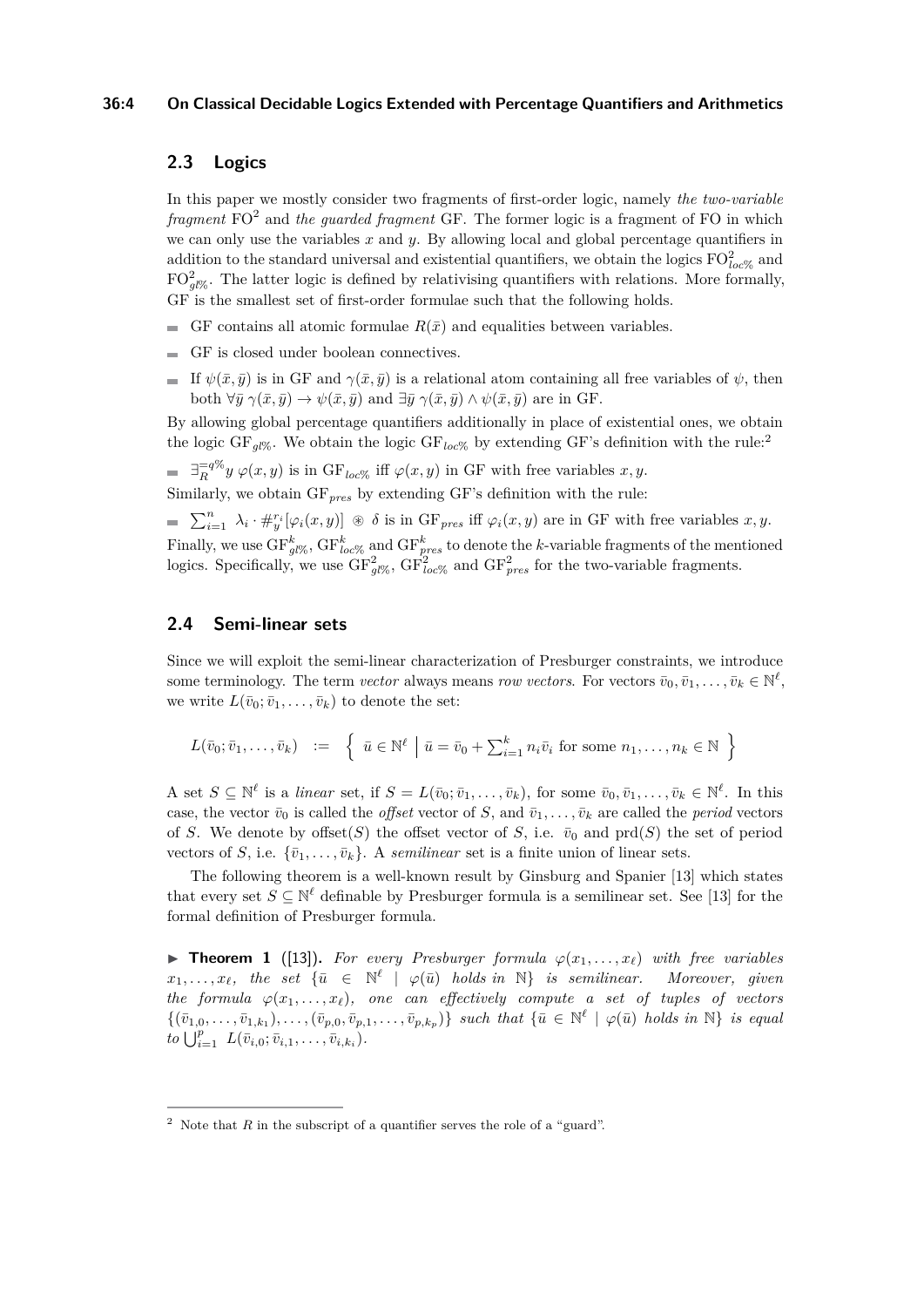## 2.3 Logics

In this paper we mostly consider two fragments of first-order logic, namely *the two-variable fragment* $\mathrm{FO}^2$ and *the guarded fragment* GF. The former logic is a fragment of FO in which we can only use the variables $x$ and $y$. By allowing local and global percentage quantifiers in addition to the standard universal and existential quantifiers, we obtain the logics $\mathrm{FO}^2_{loc\%}$ and $\mathrm{FO}^2_{gl\%}$. The latter logic is defined by relativising quantifiers with relations. More formally, GF is the smallest set of first-order formulae such that the following holds.

- GF contains all atomic formulae $R(\bar{x})$ and equalities between variables.
- GF is closed under boolean connectives.
- If $\psi(\bar{x}, \bar{y})$ is in GF and $\gamma(\bar{x}, \bar{y})$ is a relational atom containing all free variables of $\psi$, then both $\forall \bar{y}\ \gamma(\bar{x}, \bar{y}) \to \psi(\bar{x}, \bar{y})$ and $\exists \bar{y}\ \gamma(\bar{x}, \bar{y}) \wedge \psi(\bar{x}, \bar{y})$ are in GF.

By allowing global percentage quantifiers additionally in place of existential ones, we obtain the logic $\mathrm{GF}_{gl\%}$. We obtain the logic $\mathrm{GF}_{loc\%}$ by extending GF's definition with the rule:[2]

- $\exists^{=q\%}_{R} y\ \varphi(x, y)$ is in $\mathrm{GF}_{loc\%}$ iff $\varphi(x, y)$ in GF with free variables $x, y$.

Similarly, we obtain $\mathrm{GF}_{pres}$ by extending GF's definition with the rule:

- $\sum_{i=1}^{n} \lambda_i \cdot \#^{r_i}_{y}[\varphi_i(x, y)] \circledast \delta$ is in $\mathrm{GF}_{pres}$ iff $\varphi_i(x, y)$ are in GF with free variables $x, y$.

Finally, we use $\mathrm{GF}^k_{gl\%}$, $\mathrm{GF}^k_{loc\%}$ and $\mathrm{GF}^k_{pres}$ to denote the $k$-variable fragments of the mentioned logics. Specifically, we use $\mathrm{GF}^2_{gl\%}$, $\mathrm{GF}^2_{loc\%}$ and $\mathrm{GF}^2_{pres}$ for the two-variable fragments.

## 2.4 Semi-linear sets

Since we will exploit the semi-linear characterization of Presburger constraints, we introduce some terminology. The term *vector* always means *row vectors*. For vectors $\bar{v}_0, \bar{v}_1, \ldots, \bar{v}_k \in \mathbb{N}^\ell$, we write $L(\bar{v}_0; \bar{v}_1, \ldots, \bar{v}_k)$ to denote the set:

$$L(\bar{v}_0; \bar{v}_1, \ldots, \bar{v}_k) \quad := \quad \left\{ \ \bar{u} \in \mathbb{N}^\ell \ \middle|\ \bar{u} = \bar{v}_0 + \textstyle\sum_{i=1}^{k} n_i \bar{v}_i \text{ for some } n_1, \ldots, n_k \in \mathbb{N} \ \right\}$$

A set $S \subseteq \mathbb{N}^\ell$ is a *linear* set, if $S = L(\bar{v}_0; \bar{v}_1, \ldots, \bar{v}_k)$, for some $\bar{v}_0, \bar{v}_1, \ldots, \bar{v}_k \in \mathbb{N}^\ell$. In this case, the vector $\bar{v}_0$ is called the *offset* vector of $S$, and $\bar{v}_1, \ldots, \bar{v}_k$ are called the *period* vectors of $S$. We denote by $\mathrm{offset}(S)$ the offset vector of $S$, i.e. $\bar{v}_0$ and $\mathrm{prd}(S)$ the set of period vectors of $S$, i.e. $\{\bar{v}_1, \ldots, \bar{v}_k\}$. A *semilinear* set is a finite union of linear sets.

The following theorem is a well-known result by Ginsburg and Spanier [13] which states that every set $S \subseteq \mathbb{N}^\ell$ definable by Presburger formula is a semilinear set. See [13] for the formal definition of Presburger formula.

▶ **Theorem 1** ([13]). *For every Presburger formula $\varphi(x_1, \ldots, x_\ell)$ with free variables $x_1, \ldots, x_\ell$, the set $\{\bar{u} \in \mathbb{N}^\ell \mid \varphi(\bar{u}) \text{ holds in } \mathbb{N}\}$ is semilinear. Moreover, given the formula $\varphi(x_1, \ldots, x_\ell)$, one can effectively compute a set of tuples of vectors $\{(\bar{v}_{1,0}, \ldots, \bar{v}_{1,k_1}), \ldots, (\bar{v}_{p,0}, \bar{v}_{p,1}, \ldots, \bar{v}_{p,k_p})\}$ such that $\{\bar{u} \in \mathbb{N}^\ell \mid \varphi(\bar{u}) \text{ holds in } \mathbb{N}\}$ is equal to $\bigcup_{i=1}^{p} L(\bar{v}_{i,0}; \bar{v}_{i,1}, \ldots, \bar{v}_{i,k_i})$.*

---

[2] Note that $R$ in the subscript of a quantifier serves the role of a "guard".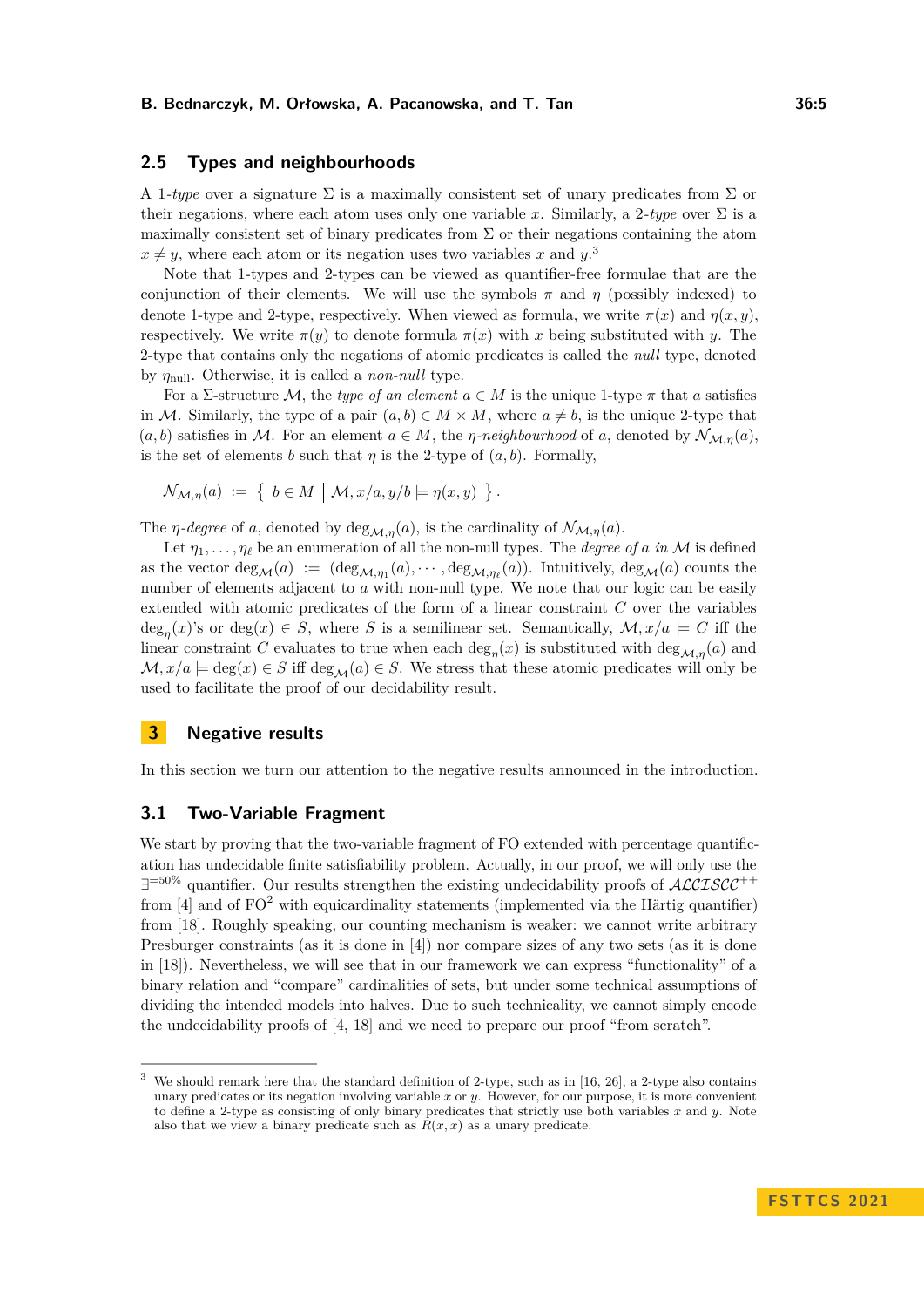## 2.5 Types and neighbourhoods

A 1-*type* over a signature $\Sigma$ is a maximally consistent set of unary predicates from $\Sigma$ or their negations, where each atom uses only one variable $x$. Similarly, a 2-*type* over $\Sigma$ is a maximally consistent set of binary predicates from $\Sigma$ or their negations containing the atom $x \neq y$, where each atom or its negation uses two variables $x$ and $y$.[3]

Note that 1-types and 2-types can be viewed as quantifier-free formulae that are the conjunction of their elements. We will use the symbols $\pi$ and $\eta$ (possibly indexed) to denote 1-type and 2-type, respectively. When viewed as formula, we write $\pi(x)$ and $\eta(x, y)$, respectively. We write $\pi(y)$ to denote formula $\pi(x)$ with $x$ being substituted with $y$. The 2-type that contains only the negations of atomic predicates is called the *null* type, denoted by $\eta_{\text{null}}$. Otherwise, it is called a *non-null* type.

For a $\Sigma$-structure $\mathcal{M}$, the *type of an element* $a \in M$ is the unique 1-type $\pi$ that $a$ satisfies in $\mathcal{M}$. Similarly, the type of a pair $(a, b) \in M \times M$, where $a \neq b$, is the unique 2-type that $(a, b)$ satisfies in $\mathcal{M}$. For an element $a \in M$, the $\eta$-*neighbourhood* of $a$, denoted by $\mathcal{N}_{\mathcal{M},\eta}(a)$, is the set of elements $b$ such that $\eta$ is the 2-type of $(a, b)$. Formally,

$$\mathcal{N}_{\mathcal{M},\eta}(a) \;:=\; \left\{ \; b \in M \;\middle|\; \mathcal{M}, x/a, y/b \models \eta(x, y) \; \right\}.$$

The $\eta$-*degree* of $a$, denoted by $\deg_{\mathcal{M},\eta}(a)$, is the cardinality of $\mathcal{N}_{\mathcal{M},\eta}(a)$.

Let $\eta_1, \ldots, \eta_\ell$ be an enumeration of all the non-null types. The *degree of $a$ in $\mathcal{M}$* is defined as the vector $\deg_{\mathcal{M}}(a) \;:=\; (\deg_{\mathcal{M},\eta_1}(a), \cdots, \deg_{\mathcal{M},\eta_\ell}(a))$. Intuitively, $\deg_{\mathcal{M}}(a)$ counts the number of elements adjacent to $a$ with non-null type. We note that our logic can be easily extended with atomic predicates of the form of a linear constraint $C$ over the variables $\deg_\eta(x)$'s or $\deg(x) \in S$, where $S$ is a semilinear set. Semantically, $\mathcal{M}, x/a \models C$ iff the linear constraint $C$ evaluates to true when each $\deg_\eta(x)$ is substituted with $\deg_{\mathcal{M},\eta}(a)$ and $\mathcal{M}, x/a \models \deg(x) \in S$ iff $\deg_{\mathcal{M}}(a) \in S$. We stress that these atomic predicates will only be used to facilitate the proof of our decidability result.

# 3 Negative results

In this section we turn our attention to the negative results announced in the introduction.

## 3.1 Two-Variable Fragment

We start by proving that the two-variable fragment of FO extended with percentage quantification has undecidable finite satisfiability problem. Actually, in our proof, we will only use the $\exists^{=50\%}$ quantifier. Our results strengthen the existing undecidability proofs of $\mathcal{ALCISCC}^{++}$ from [4] and of $\mathrm{FO}^2$ with equicardinality statements (implemented via the Härtig quantifier) from [18]. Roughly speaking, our counting mechanism is weaker: we cannot write arbitrary Presburger constraints (as it is done in [4]) nor compare sizes of any two sets (as it is done in [18]). Nevertheless, we will see that in our framework we can express "functionality" of a binary relation and "compare" cardinalities of sets, but under some technical assumptions of dividing the intended models into halves. Due to such technicality, we cannot simply encode the undecidability proofs of [4, 18] and we need to prepare our proof "from scratch".

---

[3] We should remark here that the standard definition of 2-type, such as in [16, 26], a 2-type also contains unary predicates or its negation involving variable $x$ or $y$. However, for our purpose, it is more convenient to define a 2-type as consisting of only binary predicates that strictly use both variables $x$ and $y$. Note also that we view a binary predicate such as $R(x, x)$ as a unary predicate.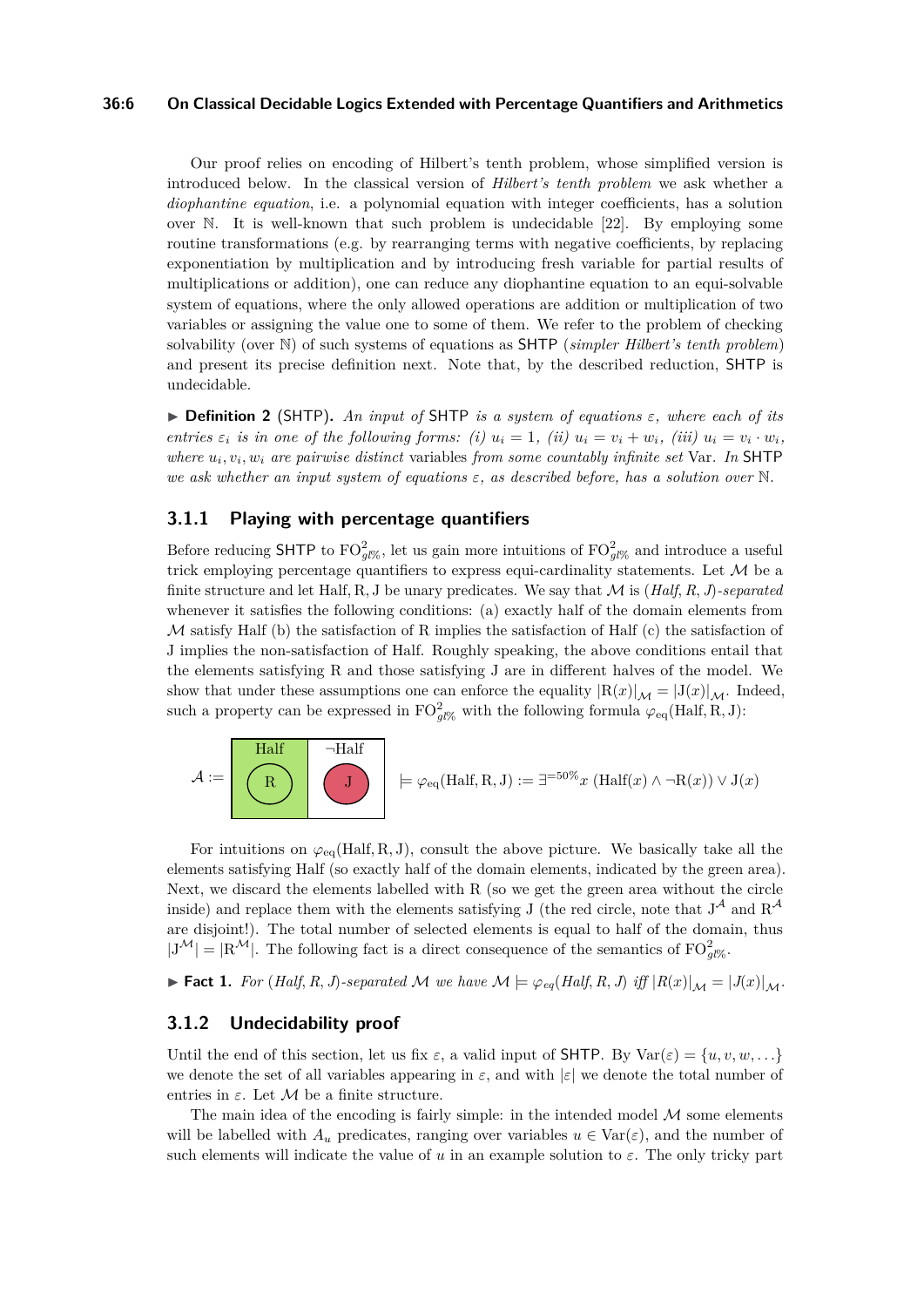Our proof relies on encoding of Hilbert's tenth problem, whose simplified version is introduced below. In the classical version of *Hilbert's tenth problem* we ask whether a *diophantine equation*, i.e. a polynomial equation with integer coefficients, has a solution over $\mathbb{N}$. It is well-known that such problem is undecidable [22]. By employing some routine transformations (e.g. by rearranging terms with negative coefficients, by replacing exponentiation by multiplication and by introducing fresh variable for partial results of multiplications or addition), one can reduce any diophantine equation to an equi-solvable system of equations, where the only allowed operations are addition or multiplication of two variables or assigning the value one to some of them. We refer to the problem of checking solvability (over $\mathbb{N}$) of such systems of equations as SHTP (*simpler Hilbert's tenth problem*) and present its precise definition next. Note that, by the described reduction, SHTP is undecidable.

▶ **Definition 2** (SHTP). *An input of* SHTP *is a system of equations $\varepsilon$, where each of its entries $\varepsilon_i$ is in one of the following forms: (i) $u_i = 1$, (ii) $u_i = v_i + w_i$, (iii) $u_i = v_i \cdot w_i$, where $u_i, v_i, w_i$ are pairwise distinct* variables *from some countably infinite set* Var. *In* SHTP *we ask whether an input system of equations $\varepsilon$, as described before, has a solution over $\mathbb{N}$.*

### 3.1.1 Playing with percentage quantifiers

Before reducing SHTP to $\mathrm{FO}^2_{gl\%}$, let us gain more intuitions of $\mathrm{FO}^2_{gl\%}$ and introduce a useful trick employing percentage quantifiers to express equi-cardinality statements. Let $\mathcal{M}$ be a finite structure and let Half, R, J be unary predicates. We say that $\mathcal{M}$ is (*Half, R, J*)*-separated* whenever it satisfies the following conditions: (a) exactly half of the domain elements from $\mathcal{M}$ satisfy Half (b) the satisfaction of R implies the satisfaction of Half (c) the satisfaction of J implies the non-satisfaction of Half. Roughly speaking, the above conditions entail that the elements satisfying R and those satisfying J are in different halves of the model. We show that under these assumptions one can enforce the equality $|\mathrm{R}(x)|_{\mathcal{M}} = |\mathrm{J}(x)|_{\mathcal{M}}$. Indeed, such a property can be expressed in $\mathrm{FO}^2_{gl\%}$ with the following formula $\varphi_{\mathrm{eq}}(\mathrm{Half}, \mathrm{R}, \mathrm{J})$:

$$\mathcal{A} := \boxed{\text{Half: (R)} \;\big|\; \neg\text{Half: (J)}} \models \varphi_{\mathrm{eq}}(\mathrm{Half}, \mathrm{R}, \mathrm{J}) := \exists^{=50\%}x\ (\mathrm{Half}(x) \wedge \neg\mathrm{R}(x)) \vee \mathrm{J}(x)$$

For intuitions on $\varphi_{\mathrm{eq}}(\mathrm{Half}, \mathrm{R}, \mathrm{J})$, consult the above picture. We basically take all the elements satisfying Half (so exactly half of the domain elements, indicated by the green area). Next, we discard the elements labelled with R (so we get the green area without the circle inside) and replace them with the elements satisfying J (the red circle, note that $\mathrm{J}^{\mathcal{A}}$ and $\mathrm{R}^{\mathcal{A}}$ are disjoint!). The total number of selected elements is equal to half of the domain, thus $|\mathrm{J}^{\mathcal{M}}| = |\mathrm{R}^{\mathcal{M}}|$. The following fact is a direct consequence of the semantics of $\mathrm{FO}^2_{gl\%}$.

▶ **Fact 1.** *For (Half, R, J)-separated $\mathcal{M}$ we have $\mathcal{M} \models \varphi_{eq}(Half, R, J)$ iff $|R(x)|_{\mathcal{M}} = |J(x)|_{\mathcal{M}}$.*

### 3.1.2 Undecidability proof

Until the end of this section, let us fix $\varepsilon$, a valid input of SHTP. By $\mathrm{Var}(\varepsilon) = \{u, v, w, \ldots\}$ we denote the set of all variables appearing in $\varepsilon$, and with $|\varepsilon|$ we denote the total number of entries in $\varepsilon$. Let $\mathcal{M}$ be a finite structure.

The main idea of the encoding is fairly simple: in the intended model $\mathcal{M}$ some elements will be labelled with $A_u$ predicates, ranging over variables $u \in \mathrm{Var}(\varepsilon)$, and the number of such elements will indicate the value of $u$ in an example solution to $\varepsilon$. The only tricky part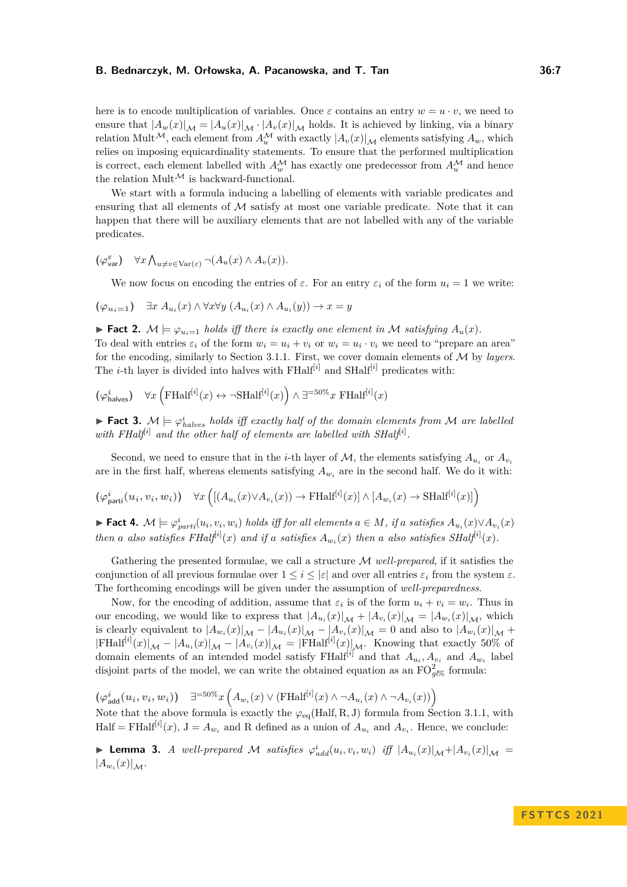here is to encode multiplication of variables. Once $\varepsilon$ contains an entry $w = u \cdot v$, we need to ensure that $|A_w(x)|_{\mathcal{M}} = |A_u(x)|_{\mathcal{M}} \cdot |A_v(x)|_{\mathcal{M}}$ holds. It is achieved by linking, via a binary relation $\mathrm{Mult}^{\mathcal{M}}$, each element from $A_u^{\mathcal{M}}$ with exactly $|A_v(x)|_{\mathcal{M}}$ elements satisfying $A_w$, which relies on imposing equicardinality statements. To ensure that the performed multiplication is correct, each element labelled with $A_w^{\mathcal{M}}$ has exactly one predecessor from $A_u^{\mathcal{M}}$ and hence the relation $\mathrm{Mult}^{\mathcal{M}}$ is backward-functional.

We start with a formula inducing a labelling of elements with variable predicates and ensuring that all elements of $\mathcal{M}$ satisfy at most one variable predicate. Note that it can happen that there will be auxiliary elements that are not labelled with any of the variable predicates.

$$(\varphi^{\varepsilon}_{\mathsf{var}}) \quad \forall x \bigwedge\nolimits_{u \neq v \in \mathrm{Var}(\varepsilon)} \neg(A_u(x) \wedge A_v(x)).$$

We now focus on encoding the entries of $\varepsilon$. For an entry $\varepsilon_i$ of the form $u_i = 1$ we write:

$$(\varphi_{u_i=1}) \quad \exists x\, A_{u_i}(x) \wedge \forall x \forall y\, (A_{u_i}(x) \wedge A_{u_i}(y)) \rightarrow x = y$$

▶ **Fact 2.** *$\mathcal{M} \models \varphi_{u_i=1}$ holds iff there is exactly one element in $\mathcal{M}$ satisfying $A_u(x)$.*

To deal with entries $\varepsilon_i$ of the form $w_i = u_i + v_i$ or $w_i = u_i \cdot v_i$ we need to "prepare an area" for the encoding, similarly to Section 3.1.1. First, we cover domain elements of $\mathcal{M}$ by *layers*. The $i$-th layer is divided into halves with $\mathrm{FHalf}^{[i]}$ and $\mathrm{SHalf}^{[i]}$ predicates with:

$$(\varphi^{i}_{\mathsf{halves}}) \quad \forall x \left(\mathrm{FHalf}^{[i]}(x) \leftrightarrow \neg \mathrm{SHalf}^{[i]}(x)\right) \wedge \exists^{=50\%} x\, \mathrm{FHalf}^{[i]}(x)$$

▶ **Fact 3.** *$\mathcal{M} \models \varphi^{i}_{halves}$ holds iff exactly half of the domain elements from $\mathcal{M}$ are labelled with $\mathrm{FHalf}^{[i]}$ and the other half of elements are labelled with $\mathrm{SHalf}^{[i]}$.*

Second, we need to ensure that in the $i$-th layer of $\mathcal{M}$, the elements satisfying $A_{u_i}$ or $A_{v_i}$ are in the first half, whereas elements satisfying $A_{w_i}$ are in the second half. We do it with:

$$(\varphi^{i}_{\mathsf{parti}}(u_i, v_i, w_i)) \quad \forall x \left( [(A_{u_i}(x) \vee A_{v_i}(x)) \rightarrow \mathrm{FHalf}^{[i]}(x)] \wedge [A_{w_i}(x) \rightarrow \mathrm{SHalf}^{[i]}(x)] \right)$$

▶ **Fact 4.** *$\mathcal{M} \models \varphi^{i}_{parti}(u_i, v_i, w_i)$ holds iff for all elements $a \in M$, if $a$ satisfies $A_{u_i}(x) \vee A_{v_i}(x)$ then $a$ also satisfies $\mathrm{FHalf}^{[i]}(x)$ and if $a$ satisfies $A_{w_i}(x)$ then $a$ also satisfies $\mathrm{SHalf}^{[i]}(x)$.*

Gathering the presented formulae, we call a structure $\mathcal{M}$ *well-prepared*, if it satisfies the conjunction of all previous formulae over $1 \leq i \leq |\varepsilon|$ and over all entries $\varepsilon_i$ from the system $\varepsilon$. The forthcoming encodings will be given under the assumption of *well-preparedness*.

Now, for the encoding of addition, assume that $\varepsilon_i$ is of the form $u_i + v_i = w_i$. Thus in our encoding, we would like to express that $|A_{u_i}(x)|_{\mathcal{M}} + |A_{v_i}(x)|_{\mathcal{M}} = |A_{w_i}(x)|_{\mathcal{M}}$, which is clearly equivalent to $|A_{w_i}(x)|_{\mathcal{M}} - |A_{u_i}(x)|_{\mathcal{M}} - |A_{v_i}(x)|_{\mathcal{M}} = 0$ and also to $|A_{w_i}(x)|_{\mathcal{M}} + |\mathrm{FHalf}^{[i]}(x)|_{\mathcal{M}} - |A_{u_i}(x)|_{\mathcal{M}} - |A_{v_i}(x)|_{\mathcal{M}} = |\mathrm{FHalf}^{[i]}(x)|_{\mathcal{M}}$. Knowing that exactly 50% of domain elements of an intended model satisfy $\mathrm{FHalf}^{[i]}$ and that $A_{u_i}, A_{v_i}$ and $A_{w_i}$ label disjoint parts of the model, we can write the obtained equation as an $\mathrm{FO}^2_{gl\%}$ formula:

$$(\varphi^{i}_{\mathsf{add}}(u_i, v_i, w_i)) \quad \exists^{=50\%} x \left( A_{w_i}(x) \vee (\mathrm{FHalf}^{[i]}(x) \wedge \neg A_{u_i}(x) \wedge \neg A_{v_i}(x)) \right)$$

Note that the above formula is exactly the $\varphi_{\mathrm{eq}}(\mathrm{Half}, \mathrm{R}, \mathrm{J})$ formula from Section 3.1.1, with $\mathrm{Half} = \mathrm{FHalf}^{[i]}(x)$, $\mathrm{J} = A_{w_i}$ and $\mathrm{R}$ defined as a union of $A_{u_i}$ and $A_{v_i}$. Hence, we conclude:

▶ **Lemma 3.** *A well-prepared $\mathcal{M}$ satisfies $\varphi^{i}_{add}(u_i, v_i, w_i)$ iff $|A_{u_i}(x)|_{\mathcal{M}} + |A_{v_i}(x)|_{\mathcal{M}} = |A_{w_i}(x)|_{\mathcal{M}}$.*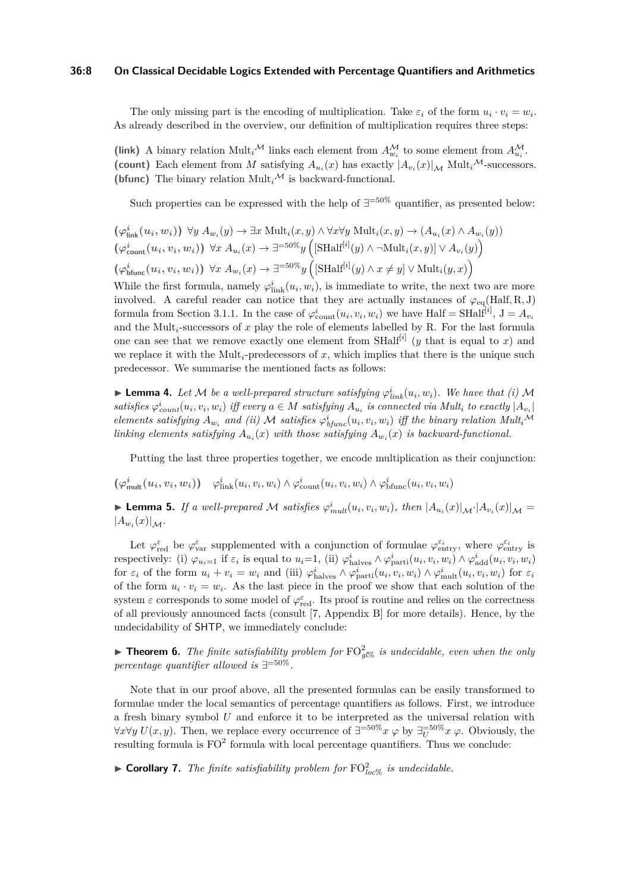The only missing part is the encoding of multiplication. Take $\varepsilon_i$ of the form $u_i \cdot v_i = w_i$. As already described in the overview, our definition of multiplication requires three steps:

**(link)** A binary relation $\text{Mult}_i{}^{\mathcal{M}}$ links each element from $A^{\mathcal{M}}_{w_i}$ to some element from $A^{\mathcal{M}}_{u_i}$.
**(count)** Each element from $M$ satisfying $A_{u_i}(x)$ has exactly $|A_{v_i}(x)|_{\mathcal{M}}$ $\text{Mult}_i{}^{\mathcal{M}}$-successors.
**(bfunc)** The binary relation $\text{Mult}_i{}^{\mathcal{M}}$ is backward-functional.

Such properties can be expressed with the help of $\exists^{=50\%}$ quantifier, as presented below:

$(\boldsymbol{\varphi^i_{\text{link}}(u_i, w_i)})$ $\forall y\ A_{w_i}(y) \to \exists x\ \text{Mult}_i(x, y) \land \forall x \forall y\ \text{Mult}_i(x, y) \to (A_{u_i}(x) \land A_{w_i}(y))$
$(\boldsymbol{\varphi^i_{\text{count}}(u_i, v_i, w_i)})$ $\forall x\ A_{u_i}(x) \to \exists^{=50\%} y \left( [\text{SHalf}^{[i]}(y) \land \neg\text{Mult}_i(x, y)] \lor A_{v_i}(y) \right)$
$(\boldsymbol{\varphi^i_{\text{bfunc}}(u_i, v_i, w_i)})$ $\forall x\ A_{w_i}(x) \to \exists^{=50\%} y \left( [\text{SHalf}^{[i]}(y) \land x \neq y] \lor \text{Mult}_i(y, x) \right)$

While the first formula, namely $\varphi^i_{\text{link}}(u_i, w_i)$, is immediate to write, the next two are more involved. A careful reader can notice that they are actually instances of $\varphi_{\text{eq}}(\text{Half}, \text{R}, \text{J})$ formula from Section 3.1.1. In the case of $\varphi^i_{\text{count}}(u_i, v_i, w_i)$ we have $\text{Half} = \text{SHalf}^{[i]}$, $\text{J} = A_{v_i}$ and the $\text{Mult}_i$-successors of $x$ play the role of elements labelled by R. For the last formula one can see that we remove exactly one element from $\text{SHalf}^{[i]}$ ($y$ that is equal to $x$) and we replace it with the $\text{Mult}_i$-predecessors of $x$, which implies that there is the unique such predecessor. We summarise the mentioned facts as follows:

▶ **Lemma 4.** *Let $\mathcal{M}$ be a well-prepared structure satisfying $\varphi^i_{link}(u_i, w_i)$. We have that (i) $\mathcal{M}$ satisfies $\varphi^i_{count}(u_i, v_i, w_i)$ iff every $a \in M$ satisfying $A_{u_i}$ is connected via $Mult_i$ to exactly $|A_{v_i}|$ elements satisfying $A_{w_i}$ and (ii) $\mathcal{M}$ satisfies $\varphi^i_{bfunc}(u_i, v_i, w_i)$ iff the binary relation $Mult_i{}^{\mathcal{M}}$ linking elements satisfying $A_{u_i}(x)$ with those satisfying $A_{w_i}(x)$ is backward-functional.*

Putting the last three properties together, we encode multiplication as their conjunction:

$(\boldsymbol{\varphi^i_{\text{mult}}(u_i, v_i, w_i)})$ $\quad \varphi^i_{\text{link}}(u_i, v_i, w_i) \land \varphi^i_{\text{count}}(u_i, v_i, w_i) \land \varphi^i_{\text{bfunc}}(u_i, v_i, w_i)$

▶ **Lemma 5.** *If a well-prepared $\mathcal{M}$ satisfies $\varphi^i_{mult}(u_i, v_i, w_i)$, then $|A_{u_i}(x)|_{\mathcal{M}} \cdot |A_{v_i}(x)|_{\mathcal{M}} = |A_{w_i}(x)|_{\mathcal{M}}$.*

Let $\varphi^{\varepsilon}_{\text{red}}$ be $\varphi^{\varepsilon}_{\text{var}}$ supplemented with a conjunction of formulae $\varphi^{\varepsilon_i}_{\text{entry}}$, where $\varphi^{\varepsilon_i}_{\text{entry}}$ is respectively: (i) $\varphi_{u_i=1}$ if $\varepsilon_i$ is equal to $u_i$=1, (ii) $\varphi^i_{\text{halves}} \land \varphi^i_{\text{parti}}(u_i, v_i, w_i) \land \varphi^i_{\text{add}}(u_i, v_i, w_i)$ for $\varepsilon_i$ of the form $u_i + v_i = w_i$ and (iii) $\varphi^i_{\text{halves}} \land \varphi^i_{\text{parti}}(u_i, v_i, w_i) \land \varphi^i_{\text{mult}}(u_i, v_i, w_i)$ for $\varepsilon_i$ of the form $u_i \cdot v_i = w_i$. As the last piece in the proof we show that each solution of the system $\varepsilon$ corresponds to some model of $\varphi^{\varepsilon}_{\text{red}}$. Its proof is routine and relies on the correctness of all previously announced facts (consult [7, Appendix B] for more details). Hence, by the undecidability of SHTP, we immediately conclude:

▶ **Theorem 6.** *The finite satisfiability problem for $\text{FO}^2_{gl\%}$ is undecidable, even when the only percentage quantifier allowed is $\exists^{=50\%}$.*

Note that in our proof above, all the presented formulas can be easily transformed to formulae under the local semantics of percentage quantifiers as follows. First, we introduce a fresh binary symbol $U$ and enforce it to be interpreted as the universal relation with $\forall x \forall y\ U(x, y)$. Then, we replace every occurrence of $\exists^{=50\%} x\ \varphi$ by $\exists^{=50\%}_{U} x\ \varphi$. Obviously, the resulting formula is $\text{FO}^2$ formula with local percentage quantifiers. Thus we conclude:

▶ **Corollary 7.** *The finite satisfiability problem for $\text{FO}^2_{loc\%}$ is undecidable.*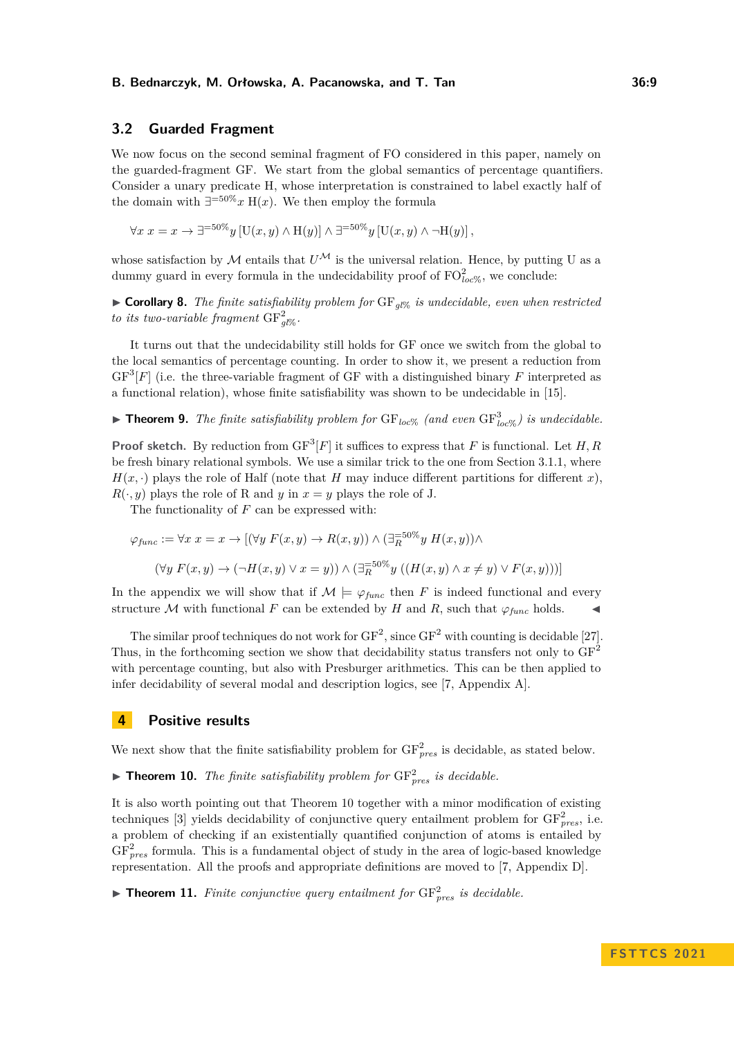## 3.2 Guarded Fragment

We now focus on the second seminal fragment of FO considered in this paper, namely on the guarded-fragment GF. We start from the global semantics of percentage quantifiers. Consider a unary predicate H, whose interpretation is constrained to label exactly half of the domain with $\exists^{=50\%}x\, \mathrm{H}(x)$. We then employ the formula

$$\forall x\; x = x \rightarrow \exists^{=50\%}y\, [\mathrm{U}(x,y) \wedge \mathrm{H}(y)] \wedge \exists^{=50\%}y\, [\mathrm{U}(x,y) \wedge \neg\mathrm{H}(y)]\,,$$

whose satisfaction by $\mathcal{M}$ entails that $U^{\mathcal{M}}$ is the universal relation. Hence, by putting U as a dummy guard in every formula in the undecidability proof of $\mathrm{FO}^2_{loc\%}$, we conclude:

▶ **Corollary 8.** *The finite satisfiability problem for $\mathrm{GF}_{gl\%}$ is undecidable, even when restricted to its two-variable fragment $\mathrm{GF}^2_{gl\%}$.*

It turns out that the undecidability still holds for GF once we switch from the global to the local semantics of percentage counting. In order to show it, we present a reduction from $\mathrm{GF}^3[F]$ (i.e. the three-variable fragment of GF with a distinguished binary $F$ interpreted as a functional relation), whose finite satisfiability was shown to be undecidable in [15].

▶ **Theorem 9.** *The finite satisfiability problem for $\mathrm{GF}_{loc\%}$ (and even $\mathrm{GF}^3_{loc\%}$) is undecidable.*

**Proof sketch.** By reduction from $\mathrm{GF}^3[F]$ it suffices to express that $F$ is functional. Let $H, R$ be fresh binary relational symbols. We use a similar trick to the one from Section 3.1.1, where $H(x,\cdot)$ plays the role of Half (note that $H$ may induce different partitions for different $x$), $R(\cdot,y)$ plays the role of R and $y$ in $x = y$ plays the role of J.

The functionality of $F$ can be expressed with:

$$\varphi_{func} := \forall x\; x = x \rightarrow [(\forall y\; F(x,y) \rightarrow R(x,y)) \wedge (\exists^{=50\%}_{R} y\; H(x,y)) \wedge$$

$$(\forall y\; F(x,y) \rightarrow (\neg H(x,y) \vee x = y)) \wedge (\exists^{=50\%}_{R} y\; ((H(x,y) \wedge x \neq y) \vee F(x,y)))]$$

In the appendix we will show that if $\mathcal{M} \models \varphi_{func}$ then $F$ is indeed functional and every structure $\mathcal{M}$ with functional $F$ can be extended by $H$ and $R$, such that $\varphi_{func}$ holds. ◀

The similar proof techniques do not work for $\mathrm{GF}^2$, since $\mathrm{GF}^2$ with counting is decidable [27]. Thus, in the forthcoming section we show that decidability status transfers not only to $\mathrm{GF}^2$ with percentage counting, but also with Presburger arithmetics. This can be then applied to infer decidability of several modal and description logics, see [7, Appendix A].

# 4 Positive results

We next show that the finite satisfiability problem for $\mathrm{GF}^2_{pres}$ is decidable, as stated below.

▶ **Theorem 10.** *The finite satisfiability problem for $\mathrm{GF}^2_{pres}$ is decidable.*

It is also worth pointing out that Theorem 10 together with a minor modification of existing techniques [3] yields decidability of conjunctive query entailment problem for $\mathrm{GF}^2_{pres}$, i.e. a problem of checking if an existentially quantified conjunction of atoms is entailed by $\mathrm{GF}^2_{pres}$ formula. This is a fundamental object of study in the area of logic-based knowledge representation. All the proofs and appropriate definitions are moved to [7, Appendix D].

▶ **Theorem 11.** *Finite conjunctive query entailment for $\mathrm{GF}^2_{pres}$ is decidable.*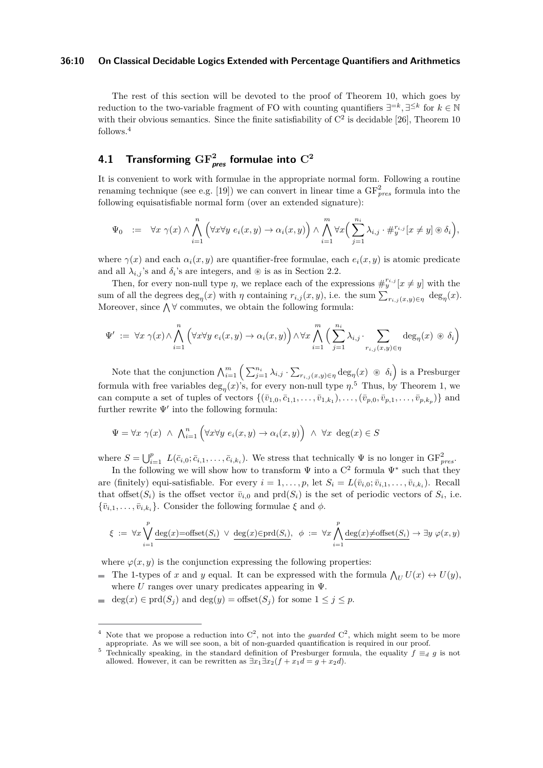The rest of this section will be devoted to the proof of Theorem 10, which goes by reduction to the two-variable fragment of FO with counting quantifiers $\exists^{=k}, \exists^{\leq k}$ for $k \in \mathbb{N}$ with their obvious semantics. Since the finite satisfiability of $C^2$ is decidable [26], Theorem 10 follows.[4]

## 4.1 Transforming $\mathrm{GF}^2_{pres}$ formulae into $C^2$

It is convenient to work with formulae in the appropriate normal form. Following a routine renaming technique (see e.g. [19]) we can convert in linear time a $\mathrm{GF}^2_{pres}$ formula into the following equisatisfiable normal form (over an extended signature):

$$\Psi_0 \quad := \quad \forall x\ \gamma(x) \wedge \bigwedge_{i=1}^{n} \Big(\forall x \forall y\ e_i(x,y) \to \alpha_i(x,y)\Big) \wedge \bigwedge_{i=1}^{m} \forall x \Big(\sum_{j=1}^{n_i} \lambda_{i,j} \cdot \#_y^{r_{i,j}}[x \neq y] \circledast \delta_i\Big),$$

where $\gamma(x)$ and each $\alpha_i(x,y)$ are quantifier-free formulae, each $e_i(x,y)$ is atomic predicate and all $\lambda_{i,j}$'s and $\delta_i$'s are integers, and $\circledast$ is as in Section 2.2.

Then, for every non-null type $\eta$, we replace each of the expressions $\#_y^{r_{i,j}}[x \neq y]$ with the sum of all the degrees $\deg_\eta(x)$ with $\eta$ containing $r_{i,j}(x,y)$, i.e. the sum $\sum_{r_{i,j}(x,y)\in\eta} \deg_\eta(x)$. Moreover, since $\bigwedge \forall$ commutes, we obtain the following formula:

$$\Psi' \ := \ \forall x\ \gamma(x) \wedge \bigwedge_{i=1}^{n} \Big(\forall x \forall y\ e_i(x,y) \to \alpha_i(x,y)\Big) \wedge \forall x \bigwedge_{i=1}^{m} \Big(\sum_{j=1}^{n_i} \lambda_{i,j} \cdot \sum_{r_{i,j}(x,y)\in\eta} \deg_\eta(x) \ \circledast\ \delta_i\Big)$$

Note that the conjunction $\bigwedge_{i=1}^{m} \Big(\sum_{j=1}^{n_i} \lambda_{i,j} \cdot \sum_{r_{i,j}(x,y)\in\eta} \deg_\eta(x) \ \circledast\ \delta_i\Big)$ is a Presburger formula with free variables $\deg_\eta(x)$'s, for every non-null type $\eta$.[5] Thus, by Theorem 1, we can compute a set of tuples of vectors $\{(\bar{v}_{1,0}, \bar{c}_{1,1}, \ldots, \bar{v}_{1,k_1}), \ldots, (\bar{v}_{p,0}, \bar{v}_{p,1}, \ldots, \bar{v}_{p,k_p})\}$ and further rewrite $\Psi'$ into the following formula:

$$\Psi = \forall x\ \gamma(x) \ \wedge\ \textstyle\bigwedge_{i=1}^{n} \Big(\forall x \forall y\ e_i(x,y) \to \alpha_i(x,y)\Big) \ \wedge\ \forall x\ \ \deg(x) \in S$$

where $S = \bigcup_{i=1}^{p} L(\bar{c}_{i,0}; \bar{c}_{i,1}, \ldots, \bar{c}_{i,k_i})$. We stress that technically $\Psi$ is no longer in $\mathrm{GF}^2_{pres}$.

In the following we will show how to transform $\Psi$ into a $C^2$ formula $\Psi^*$ such that they are (finitely) equi-satisfiable. For every $i = 1, \ldots, p$, let $S_i = L(\bar{v}_{i,0}; \bar{v}_{i,1}, \ldots, \bar{v}_{i,k_i})$. Recall that $\mathrm{offset}(S_i)$ is the offset vector $\bar{v}_{i,0}$ and $\mathrm{prd}(S_i)$ is the set of periodic vectors of $S_i$, i.e. $\{\bar{v}_{i,1}, \ldots, \bar{v}_{i,k_i}\}$. Consider the following formulae $\xi$ and $\phi$.

$$\xi \ := \ \forall x \bigvee_{i=1}^{p} \underline{\deg(x){=}\mathrm{offset}(S_i)} \ \vee\ \underline{\deg(x){\in}\mathrm{prd}(S_i)}, \quad \phi \ := \ \forall x \bigwedge_{i=1}^{p} \underline{\deg(x){\neq}\mathrm{offset}(S_i)} \to \exists y\ \varphi(x,y)$$

where $\varphi(x,y)$ is the conjunction expressing the following properties:

- The 1-types of $x$ and $y$ equal. It can be expressed with the formula $\bigwedge_U U(x) \leftrightarrow U(y)$, where $U$ ranges over unary predicates appearing in $\Psi$.
- $\deg(x) \in \mathrm{prd}(S_j)$ and $\deg(y) = \mathrm{offset}(S_j)$ for some $1 \leq j \leq p$.

---

[4] Note that we propose a reduction into $C^2$, not into the *guarded* $C^2$, which might seem to be more appropriate. As we will see soon, a bit of non-guarded quantification is required in our proof.

[5] Technically speaking, in the standard definition of Presburger formula, the equality $f \equiv_d g$ is not allowed. However, it can be rewritten as $\exists x_1 \exists x_2 (f + x_1 d = g + x_2 d)$.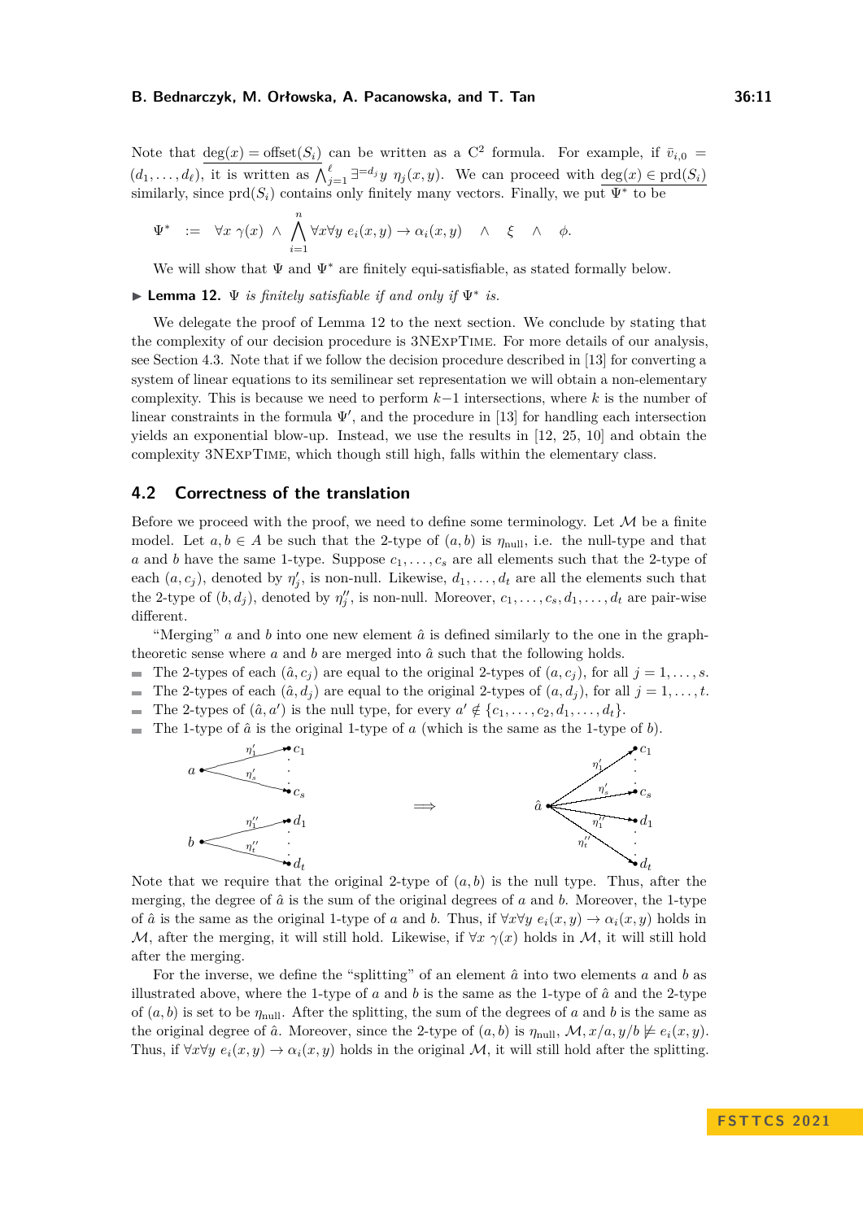Note that $\underline{\deg(x) = \text{offset}(S_i)}$ can be written as a $C^2$ formula. For example, if $\bar{v}_{i,0} = (d_1, \ldots, d_\ell)$, it is written as $\bigwedge_{j=1}^{\ell} \exists^{=d_j} y \; \eta_j(x,y)$. We can proceed with $\underline{\deg(x) \in \text{prd}(S_i)}$ similarly, since $\text{prd}(S_i)$ contains only finitely many vectors. Finally, we put $\Psi^*$ to be

$$\Psi^* \quad := \quad \forall x \; \gamma(x) \;\wedge\; \bigwedge_{i=1}^{n} \forall x \forall y \; e_i(x,y) \to \alpha_i(x,y) \quad \wedge \quad \xi \quad \wedge \quad \phi.$$

We will show that $\Psi$ and $\Psi^*$ are finitely equi-satisfiable, as stated formally below.

▶ **Lemma 12.** *$\Psi$ is finitely satisfiable if and only if $\Psi^*$ is.*

We delegate the proof of Lemma 12 to the next section. We conclude by stating that the complexity of our decision procedure is 3NExpTime. For more details of our analysis, see Section 4.3. Note that if we follow the decision procedure described in [13] for converting a system of linear equations to its semilinear set representation we will obtain a non-elementary complexity. This is because we need to perform $k-1$ intersections, where $k$ is the number of linear constraints in the formula $\Psi'$, and the procedure in [13] for handling each intersection yields an exponential blow-up. Instead, we use the results in [12, 25, 10] and obtain the complexity 3NExpTime, which though still high, falls within the elementary class.

## 4.2 Correctness of the translation

Before we proceed with the proof, we need to define some terminology. Let $\mathcal{M}$ be a finite model. Let $a, b \in A$ be such that the 2-type of $(a,b)$ is $\eta_{\text{null}}$, i.e. the null-type and that $a$ and $b$ have the same 1-type. Suppose $c_1, \ldots, c_s$ are all elements such that the 2-type of each $(a, c_j)$, denoted by $\eta'_j$, is non-null. Likewise, $d_1, \ldots, d_t$ are all the elements such that the 2-type of $(b, d_j)$, denoted by $\eta''_j$, is non-null. Moreover, $c_1, \ldots, c_s, d_1, \ldots, d_t$ are pair-wise different.

"Merging" $a$ and $b$ into one new element $\hat{a}$ is defined similarly to the one in the graph-theoretic sense where $a$ and $b$ are merged into $\hat{a}$ such that the following holds.

- The 2-types of each $(\hat{a}, c_j)$ are equal to the original 2-types of $(a, c_j)$, for all $j = 1, \ldots, s$.
- The 2-types of each $(\hat{a}, d_j)$ are equal to the original 2-types of $(a, d_j)$, for all $j = 1, \ldots, t$.
- The 2-types of $(\hat{a}, a')$ is the null type, for every $a' \notin \{c_1, \ldots, c_2, d_1, \ldots, d_t\}$.
- The 1-type of $\hat{a}$ is the original 1-type of $a$ (which is the same as the 1-type of $b$).

Note that we require that the original 2-type of $(a,b)$ is the null type. Thus, after the merging, the degree of $\hat{a}$ is the sum of the original degrees of $a$ and $b$. Moreover, the 1-type of $\hat{a}$ is the same as the original 1-type of $a$ and $b$. Thus, if $\forall x \forall y \; e_i(x,y) \to \alpha_i(x,y)$ holds in $\mathcal{M}$, after the merging, it will still hold. Likewise, if $\forall x \; \gamma(x)$ holds in $\mathcal{M}$, it will still hold after the merging.

For the inverse, we define the "splitting" of an element $\hat{a}$ into two elements $a$ and $b$ as illustrated above, where the 1-type of $a$ and $b$ is the same as the 1-type of $\hat{a}$ and the 2-type of $(a,b)$ is set to be $\eta_{\text{null}}$. After the splitting, the sum of the degrees of $a$ and $b$ is the same as the original degree of $\hat{a}$. Moreover, since the 2-type of $(a,b)$ is $\eta_{\text{null}}$, $\mathcal{M}, x/a, y/b \not\models e_i(x,y)$. Thus, if $\forall x \forall y \; e_i(x,y) \to \alpha_i(x,y)$ holds in the original $\mathcal{M}$, it will still hold after the splitting.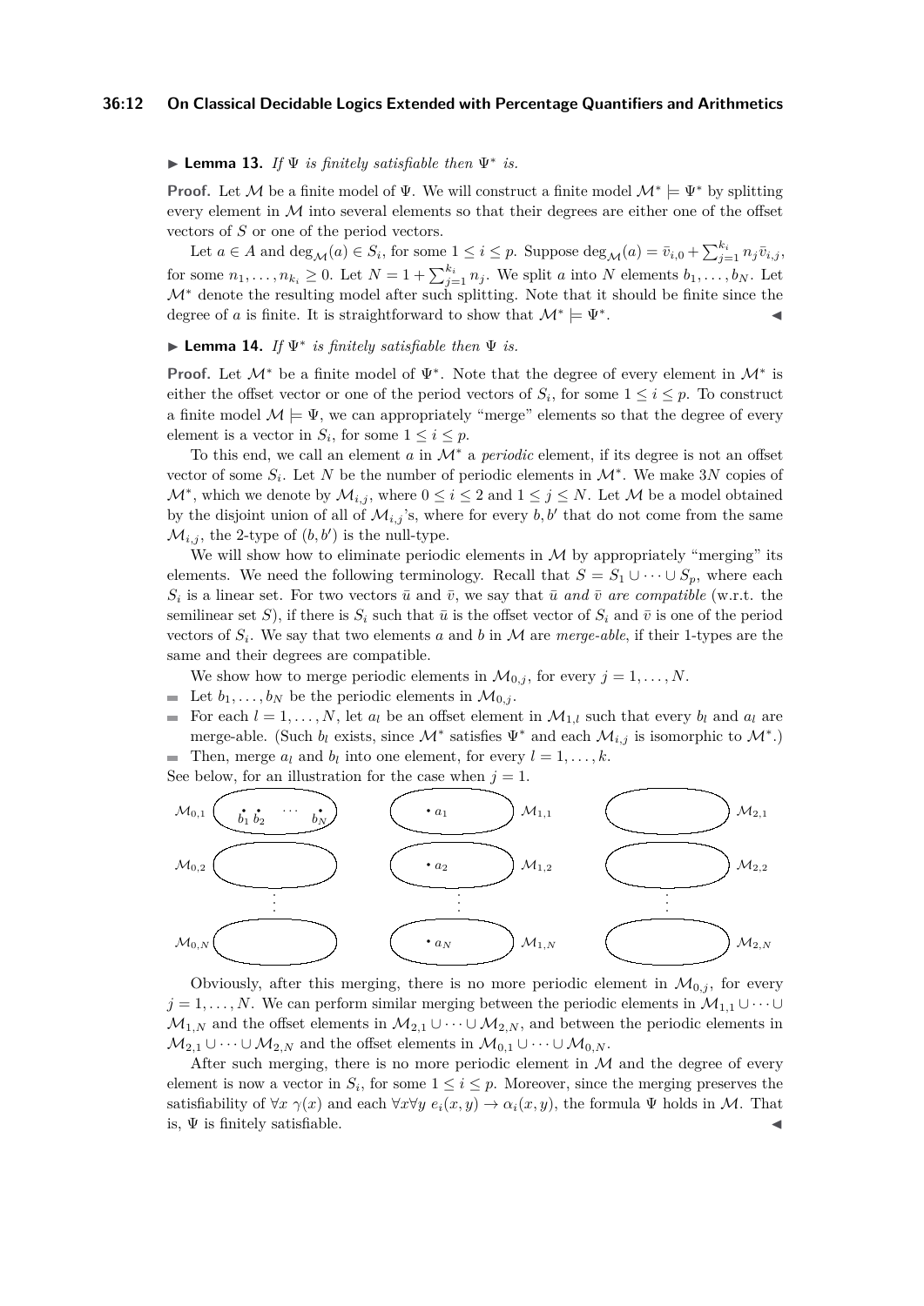▶ **Lemma 13.** *If $\Psi$ is finitely satisfiable then $\Psi^*$ is.*

**Proof.** Let $\mathcal{M}$ be a finite model of $\Psi$. We will construct a finite model $\mathcal{M}^* \models \Psi^*$ by splitting every element in $\mathcal{M}$ into several elements so that their degrees are either one of the offset vectors of $S$ or one of the period vectors.

Let $a \in A$ and $\deg_{\mathcal{M}}(a) \in S_i$, for some $1 \leq i \leq p$. Suppose $\deg_{\mathcal{M}}(a) = \bar{v}_{i,0} + \sum_{j=1}^{k_i} n_j \bar{v}_{i,j}$, for some $n_1, \ldots, n_{k_i} \geq 0$. Let $N = 1 + \sum_{j=1}^{k_i} n_j$. We split $a$ into $N$ elements $b_1, \ldots, b_N$. Let $\mathcal{M}^*$ denote the resulting model after such splitting. Note that it should be finite since the degree of $a$ is finite. It is straightforward to show that $\mathcal{M}^* \models \Psi^*$. ◀

▶ **Lemma 14.** *If $\Psi^*$ is finitely satisfiable then $\Psi$ is.*

**Proof.** Let $\mathcal{M}^*$ be a finite model of $\Psi^*$. Note that the degree of every element in $\mathcal{M}^*$ is either the offset vector or one of the period vectors of $S_i$, for some $1 \leq i \leq p$. To construct a finite model $\mathcal{M} \models \Psi$, we can appropriately "merge" elements so that the degree of every element is a vector in $S_i$, for some $1 \leq i \leq p$.

To this end, we call an element $a$ in $\mathcal{M}^*$ a *periodic* element, if its degree is not an offset vector of some $S_i$. Let $N$ be the number of periodic elements in $\mathcal{M}^*$. We make $3N$ copies of $\mathcal{M}^*$, which we denote by $\mathcal{M}_{i,j}$, where $0 \leq i \leq 2$ and $1 \leq j \leq N$. Let $\mathcal{M}$ be a model obtained by the disjoint union of all of $\mathcal{M}_{i,j}$'s, where for every $b, b'$ that do not come from the same $\mathcal{M}_{i,j}$, the 2-type of $(b, b')$ is the null-type.

We will show how to eliminate periodic elements in $\mathcal{M}$ by appropriately "merging" its elements. We need the following terminology. Recall that $S = S_1 \cup \cdots \cup S_p$, where each $S_i$ is a linear set. For two vectors $\bar{u}$ and $\bar{v}$, we say that *$\bar{u}$ and $\bar{v}$ are compatible* (w.r.t. the semilinear set $S$), if there is $S_i$ such that $\bar{u}$ is the offset vector of $S_i$ and $\bar{v}$ is one of the period vectors of $S_i$. We say that two elements $a$ and $b$ in $\mathcal{M}$ are *merge-able*, if their 1-types are the same and their degrees are compatible.

We show how to merge periodic elements in $\mathcal{M}_{0,j}$, for every $j = 1, \ldots, N$.

- Let $b_1, \ldots, b_N$ be the periodic elements in $\mathcal{M}_{0,j}$.
- For each $l = 1, \ldots, N$, let $a_l$ be an offset element in $\mathcal{M}_{1,l}$ such that every $b_l$ and $a_l$ are merge-able. (Such $b_l$ exists, since $\mathcal{M}^*$ satisfies $\Psi^*$ and each $\mathcal{M}_{i,j}$ is isomorphic to $\mathcal{M}^*$.)
- Then, merge $a_l$ and $b_l$ into one element, for every $l = 1, \ldots, k$.

See below, for an illustration for the case when $j = 1$.

Obviously, after this merging, there is no more periodic element in $\mathcal{M}_{0,j}$, for every $j = 1, \ldots, N$. We can perform similar merging between the periodic elements in $\mathcal{M}_{1,1} \cup \cdots \cup \mathcal{M}_{1,N}$ and the offset elements in $\mathcal{M}_{2,1} \cup \cdots \cup \mathcal{M}_{2,N}$, and between the periodic elements in $\mathcal{M}_{2,1} \cup \cdots \cup \mathcal{M}_{2,N}$ and the offset elements in $\mathcal{M}_{0,1} \cup \cdots \cup \mathcal{M}_{0,N}$.

After such merging, there is no more periodic element in $\mathcal{M}$ and the degree of every element is now a vector in $S_i$, for some $1 \leq i \leq p$. Moreover, since the merging preserves the satisfiability of $\forall x\ \gamma(x)$ and each $\forall x \forall y\ e_i(x, y) \rightarrow \alpha_i(x, y)$, the formula $\Psi$ holds in $\mathcal{M}$. That is, $\Psi$ is finitely satisfiable. ◀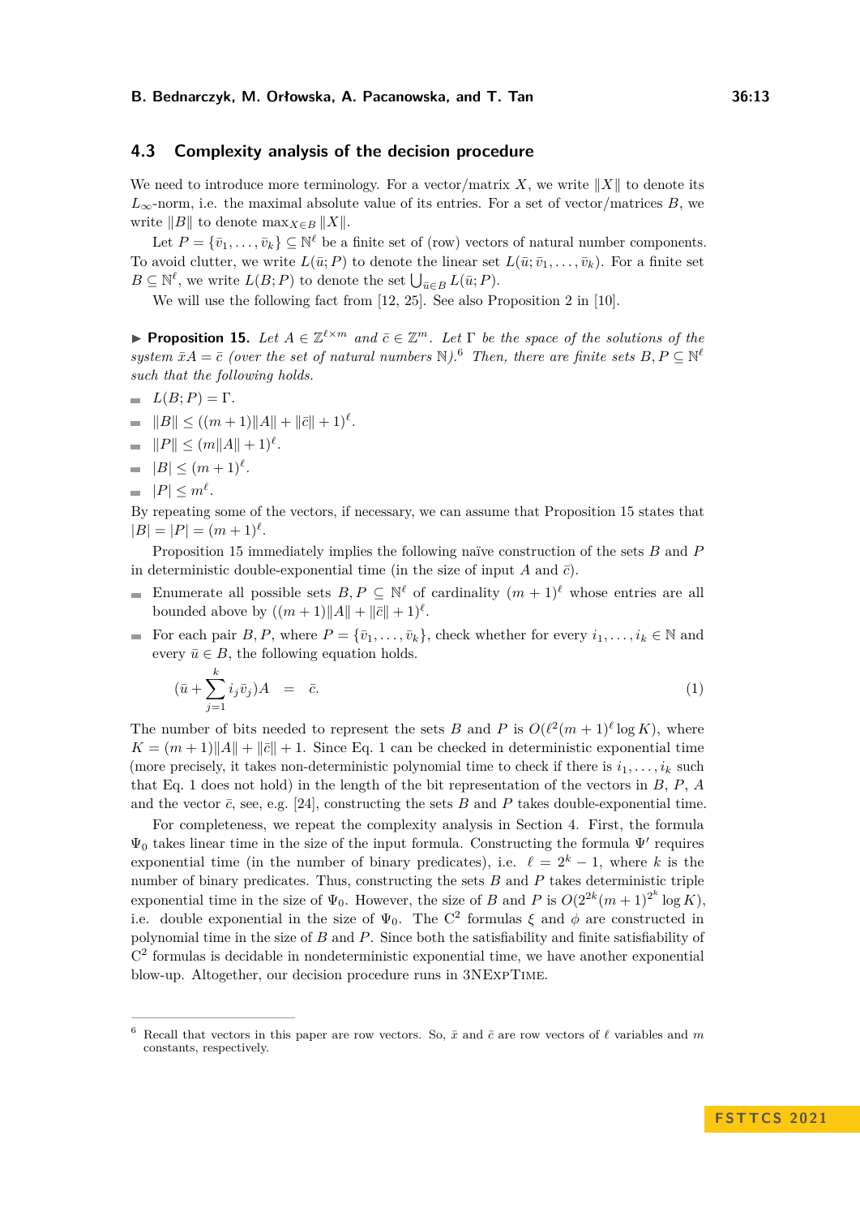## 4.3 Complexity analysis of the decision procedure

We need to introduce more terminology. For a vector/matrix $X$, we write $\|X\|$ to denote its $L_\infty$-norm, i.e. the maximal absolute value of its entries. For a set of vector/matrices $B$, we write $\|B\|$ to denote $\max_{X \in B} \|X\|$.

Let $P = \{\bar{v}_1, \ldots, \bar{v}_k\} \subseteq \mathbb{N}^\ell$ be a finite set of (row) vectors of natural number components. To avoid clutter, we write $L(\bar{u}; P)$ to denote the linear set $L(\bar{u}; \bar{v}_1, \ldots, \bar{v}_k)$. For a finite set $B \subseteq \mathbb{N}^\ell$, we write $L(B; P)$ to denote the set $\bigcup_{\bar{u} \in B} L(\bar{u}; P)$.

We will use the following fact from [12, 25]. See also Proposition 2 in [10].

▶ **Proposition 15.** *Let $A \in \mathbb{Z}^{\ell \times m}$ and $\bar{c} \in \mathbb{Z}^m$. Let $\Gamma$ be the space of the solutions of the system $\bar{x}A = \bar{c}$ (over the set of natural numbers $\mathbb{N}$).*[6] *Then, there are finite sets $B, P \subseteq \mathbb{N}^\ell$ such that the following holds.*

- $L(B; P) = \Gamma$.
- $\|B\| \leq ((m+1)\|A\| + \|\bar{c}\| + 1)^\ell$.
- $\|P\| \leq (m\|A\| + 1)^\ell$.
- $|B| \leq (m+1)^\ell$.
- $|P| \leq m^\ell$.

By repeating some of the vectors, if necessary, we can assume that Proposition 15 states that $|B| = |P| = (m+1)^\ell$.

Proposition 15 immediately implies the following naïve construction of the sets $B$ and $P$ in deterministic double-exponential time (in the size of input $A$ and $\bar{c}$).

- Enumerate all possible sets $B, P \subseteq \mathbb{N}^\ell$ of cardinality $(m+1)^\ell$ whose entries are all bounded above by $((m+1)\|A\| + \|\bar{c}\| + 1)^\ell$.
- For each pair $B, P$, where $P = \{\bar{v}_1, \ldots, \bar{v}_k\}$, check whether for every $i_1, \ldots, i_k \in \mathbb{N}$ and every $\bar{u} \in B$, the following equation holds.

$$(\bar{u} + \sum_{j=1}^{k} i_j \bar{v}_j)A \quad = \quad \bar{c}. \tag{1}$$

The number of bits needed to represent the sets $B$ and $P$ is $O(\ell^2(m+1)^\ell \log K)$, where $K = (m+1)\|A\| + \|\bar{c}\| + 1$. Since Eq. 1 can be checked in deterministic exponential time (more precisely, it takes non-deterministic polynomial time to check if there is $i_1, \ldots, i_k$ such that Eq. 1 does not hold) in the length of the bit representation of the vectors in $B$, $P$, $A$ and the vector $\bar{c}$, see, e.g. [24], constructing the sets $B$ and $P$ takes double-exponential time.

For completeness, we repeat the complexity analysis in Section 4. First, the formula $\Psi_0$ takes linear time in the size of the input formula. Constructing the formula $\Psi'$ requires exponential time (in the number of binary predicates), i.e. $\ell = 2^k - 1$, where $k$ is the number of binary predicates. Thus, constructing the sets $B$ and $P$ takes deterministic triple exponential time in the size of $\Psi_0$. However, the size of $B$ and $P$ is $O(2^{2k}(m+1)^{2^k} \log K)$, i.e. double exponential in the size of $\Psi_0$. The $\mathrm{C}^2$ formulas $\xi$ and $\phi$ are constructed in polynomial time in the size of $B$ and $P$. Since both the satisfiability and finite satisfiability of $\mathrm{C}^2$ formulas is decidable in nondeterministic exponential time, we have another exponential blow-up. Altogether, our decision procedure runs in 3NExpTime.

---

[6] Recall that vectors in this paper are row vectors. So, $\bar{x}$ and $\bar{c}$ are row vectors of $\ell$ variables and $m$ constants, respectively.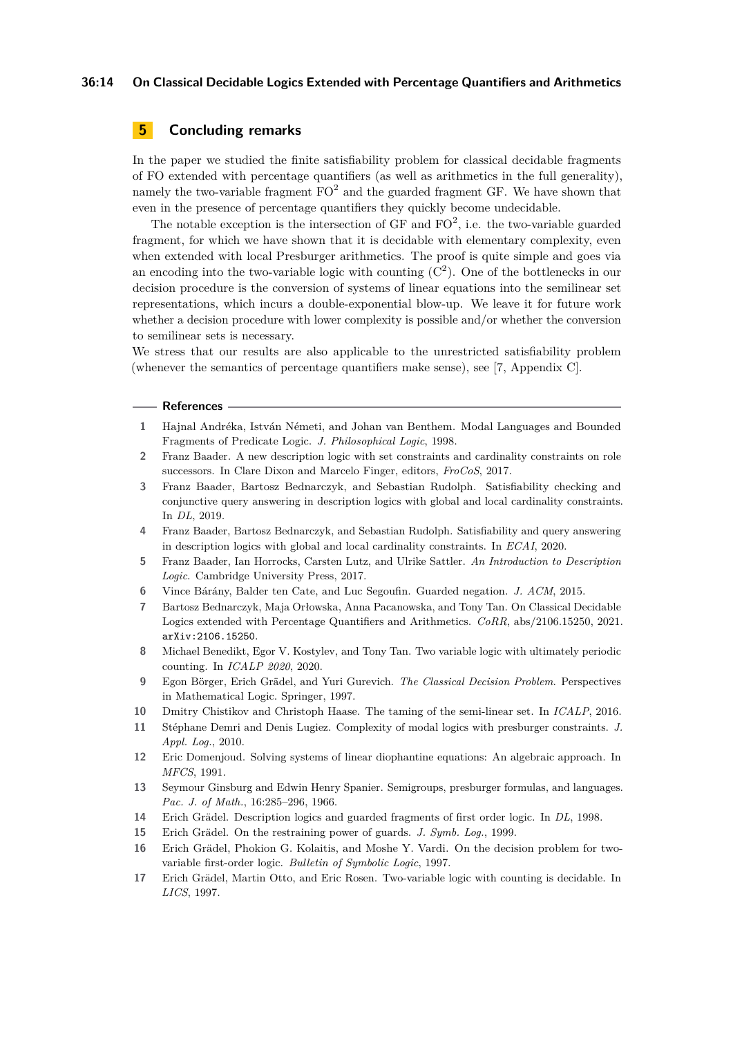## 5 Concluding remarks

In the paper we studied the finite satisfiability problem for classical decidable fragments of FO extended with percentage quantifiers (as well as arithmetics in the full generality), namely the two-variable fragment $\mathrm{FO}^2$ and the guarded fragment GF. We have shown that even in the presence of percentage quantifiers they quickly become undecidable.

The notable exception is the intersection of GF and $\mathrm{FO}^2$, i.e. the two-variable guarded fragment, for which we have shown that it is decidable with elementary complexity, even when extended with local Presburger arithmetics. The proof is quite simple and goes via an encoding into the two-variable logic with counting ($\mathrm{C}^2$). One of the bottlenecks in our decision procedure is the conversion of systems of linear equations into the semilinear set representations, which incurs a double-exponential blow-up. We leave it for future work whether a decision procedure with lower complexity is possible and/or whether the conversion to semilinear sets is necessary.

We stress that our results are also applicable to the unrestricted satisfiability problem (whenever the semantics of percentage quantifiers make sense), see [7, Appendix C].

## References

1. Hajnal Andréka, István Németi, and Johan van Benthem. Modal Languages and Bounded Fragments of Predicate Logic. *J. Philosophical Logic*, 1998.
2. Franz Baader. A new description logic with set constraints and cardinality constraints on role successors. In Clare Dixon and Marcelo Finger, editors, *FroCoS*, 2017.
3. Franz Baader, Bartosz Bednarczyk, and Sebastian Rudolph. Satisfiability checking and conjunctive query answering in description logics with global and local cardinality constraints. In *DL*, 2019.
4. Franz Baader, Bartosz Bednarczyk, and Sebastian Rudolph. Satisfiability and query answering in description logics with global and local cardinality constraints. In *ECAI*, 2020.
5. Franz Baader, Ian Horrocks, Carsten Lutz, and Ulrike Sattler. *An Introduction to Description Logic*. Cambridge University Press, 2017.
6. Vince Bárány, Balder ten Cate, and Luc Segoufin. Guarded negation. *J. ACM*, 2015.
7. Bartosz Bednarczyk, Maja Orłowska, Anna Pacanowska, and Tony Tan. On Classical Decidable Logics extended with Percentage Quantifiers and Arithmetics. *CoRR*, abs/2106.15250, 2021. arXiv:2106.15250.
8. Michael Benedikt, Egor V. Kostylev, and Tony Tan. Two variable logic with ultimately periodic counting. In *ICALP 2020*, 2020.
9. Egon Börger, Erich Grädel, and Yuri Gurevich. *The Classical Decision Problem*. Perspectives in Mathematical Logic. Springer, 1997.
10. Dmitry Chistikov and Christoph Haase. The taming of the semi-linear set. In *ICALP*, 2016.
11. Stéphane Demri and Denis Lugiez. Complexity of modal logics with presburger constraints. *J. Appl. Log.*, 2010.
12. Eric Domenjoud. Solving systems of linear diophantine equations: An algebraic approach. In *MFCS*, 1991.
13. Seymour Ginsburg and Edwin Henry Spanier. Semigroups, presburger formulas, and languages. *Pac. J. of Math.*, 16:285–296, 1966.
14. Erich Grädel. Description logics and guarded fragments of first order logic. In *DL*, 1998.
15. Erich Grädel. On the restraining power of guards. *J. Symb. Log.*, 1999.
16. Erich Grädel, Phokion G. Kolaitis, and Moshe Y. Vardi. On the decision problem for two-variable first-order logic. *Bulletin of Symbolic Logic*, 1997.
17. Erich Grädel, Martin Otto, and Eric Rosen. Two-variable logic with counting is decidable. In *LICS*, 1997.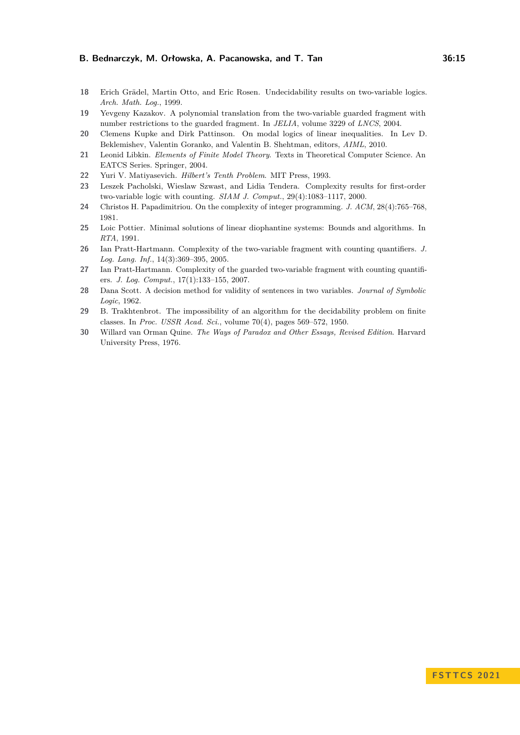18 Erich Grädel, Martin Otto, and Eric Rosen. Undecidability results on two-variable logics. *Arch. Math. Log.*, 1999.

19 Yevgeny Kazakov. A polynomial translation from the two-variable guarded fragment with number restrictions to the guarded fragment. In *JELIA*, volume 3229 of *LNCS*, 2004.

20 Clemens Kupke and Dirk Pattinson. On modal logics of linear inequalities. In Lev D. Beklemishev, Valentin Goranko, and Valentin B. Shehtman, editors, *AIML*, 2010.

21 Leonid Libkin. *Elements of Finite Model Theory*. Texts in Theoretical Computer Science. An EATCS Series. Springer, 2004.

22 Yuri V. Matiyasevich. *Hilbert's Tenth Problem*. MIT Press, 1993.

23 Leszek Pacholski, Wieslaw Szwast, and Lidia Tendera. Complexity results for first-order two-variable logic with counting. *SIAM J. Comput.*, 29(4):1083–1117, 2000.

24 Christos H. Papadimitriou. On the complexity of integer programming. *J. ACM*, 28(4):765–768, 1981.

25 Loic Pottier. Minimal solutions of linear diophantine systems: Bounds and algorithms. In *RTA*, 1991.

26 Ian Pratt-Hartmann. Complexity of the two-variable fragment with counting quantifiers. *J. Log. Lang. Inf.*, 14(3):369–395, 2005.

27 Ian Pratt-Hartmann. Complexity of the guarded two-variable fragment with counting quantifiers. *J. Log. Comput.*, 17(1):133–155, 2007.

28 Dana Scott. A decision method for validity of sentences in two variables. *Journal of Symbolic Logic*, 1962.

29 B. Trakhtenbrot. The impossibility of an algorithm for the decidability problem on finite classes. In *Proc. USSR Acad. Sci.*, volume 70(4), pages 569–572, 1950.

30 Willard van Orman Quine. *The Ways of Paradox and Other Essays, Revised Edition*. Harvard University Press, 1976.